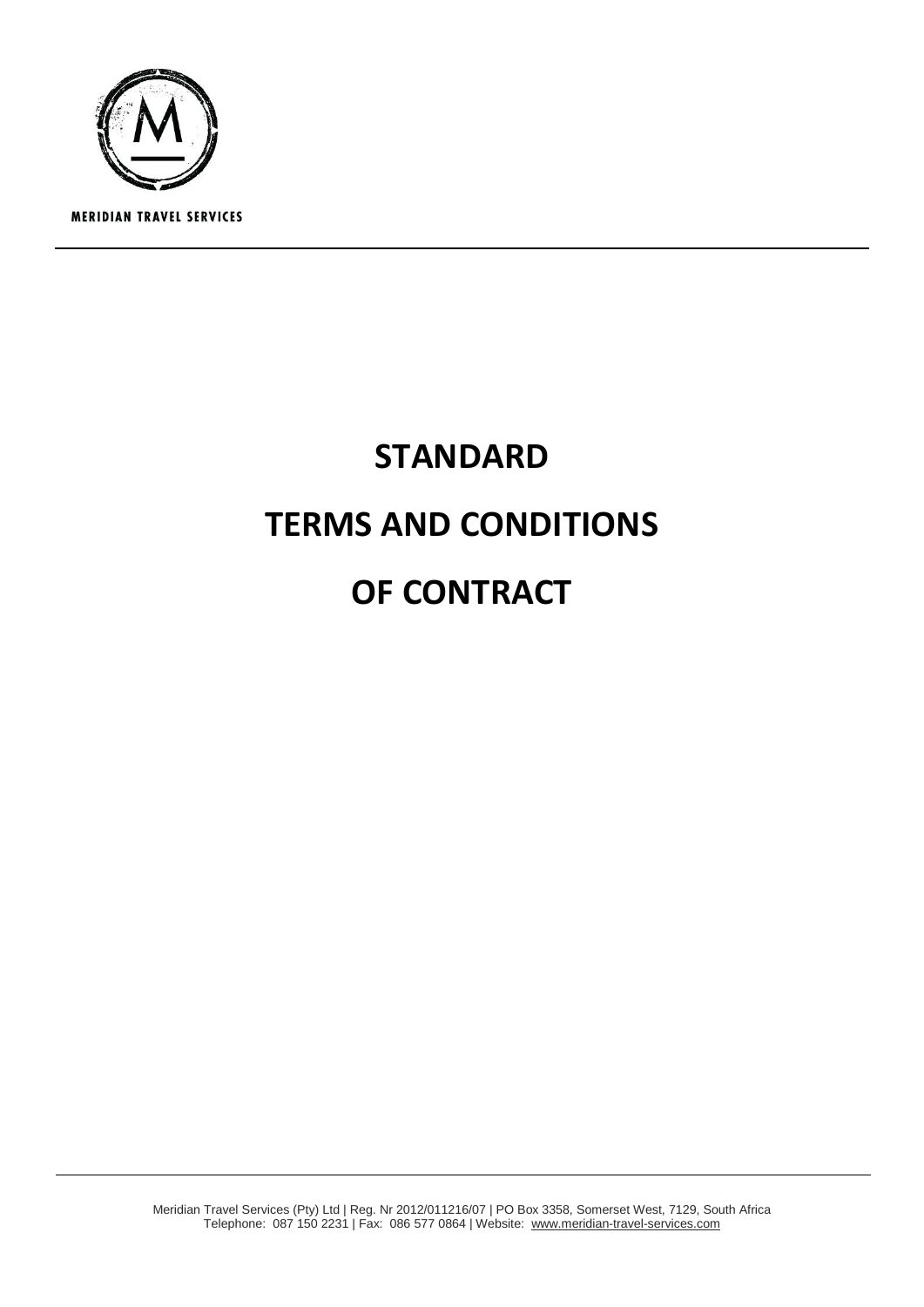MERIDIAN TRAVEL SERVICES

# STANDARD

# TERMS AND CONDITIONS

# OF CONTRACT

Meridian Travel Services (Pty) Ltd | Reg. Nr 2012/011216/07 | PO Box 3358, Somerset West, 7129, South Africa
Telephone: 087 150 2231 | Fax: 086 577 0864 | Website: www.meridian-travel-services.com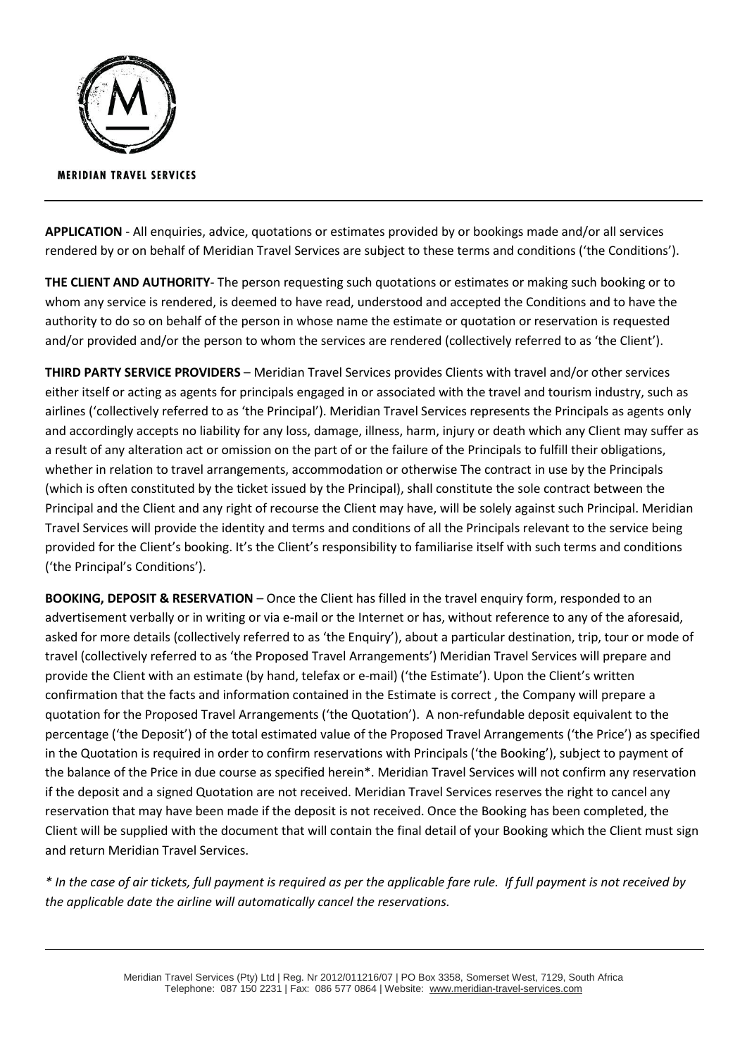**APPLICATION** - All enquiries, advice, quotations or estimates provided by or bookings made and/or all services rendered by or on behalf of Meridian Travel Services are subject to these terms and conditions ('the Conditions').

**THE CLIENT AND AUTHORITY**- The person requesting such quotations or estimates or making such booking or to whom any service is rendered, is deemed to have read, understood and accepted the Conditions and to have the authority to do so on behalf of the person in whose name the estimate or quotation or reservation is requested and/or provided and/or the person to whom the services are rendered (collectively referred to as 'the Client').

**THIRD PARTY SERVICE PROVIDERS** – Meridian Travel Services provides Clients with travel and/or other services either itself or acting as agents for principals engaged in or associated with the travel and tourism industry, such as airlines ('collectively referred to as 'the Principal'). Meridian Travel Services represents the Principals as agents only and accordingly accepts no liability for any loss, damage, illness, harm, injury or death which any Client may suffer as a result of any alteration act or omission on the part of or the failure of the Principals to fulfill their obligations, whether in relation to travel arrangements, accommodation or otherwise The contract in use by the Principals (which is often constituted by the ticket issued by the Principal), shall constitute the sole contract between the Principal and the Client and any right of recourse the Client may have, will be solely against such Principal. Meridian Travel Services will provide the identity and terms and conditions of all the Principals relevant to the service being provided for the Client's booking. It's the Client's responsibility to familiarise itself with such terms and conditions ('the Principal's Conditions').

**BOOKING, DEPOSIT & RESERVATION** – Once the Client has filled in the travel enquiry form, responded to an advertisement verbally or in writing or via e-mail or the Internet or has, without reference to any of the aforesaid, asked for more details (collectively referred to as 'the Enquiry'), about a particular destination, trip, tour or mode of travel (collectively referred to as 'the Proposed Travel Arrangements') Meridian Travel Services will prepare and provide the Client with an estimate (by hand, telefax or e-mail) ('the Estimate'). Upon the Client's written confirmation that the facts and information contained in the Estimate is correct , the Company will prepare a quotation for the Proposed Travel Arrangements ('the Quotation'). A non-refundable deposit equivalent to the percentage ('the Deposit') of the total estimated value of the Proposed Travel Arrangements ('the Price') as specified in the Quotation is required in order to confirm reservations with Principals ('the Booking'), subject to payment of the balance of the Price in due course as specified herein*. Meridian Travel Services will not confirm any reservation if the deposit and a signed Quotation are not received. Meridian Travel Services reserves the right to cancel any reservation that may have been made if the deposit is not received. Once the Booking has been completed, the Client will be supplied with the document that will contain the final detail of your Booking which the Client must sign and return Meridian Travel Services.

*\* In the case of air tickets, full payment is required as per the applicable fare rule. If full payment is not received by the applicable date the airline will automatically cancel the reservations.*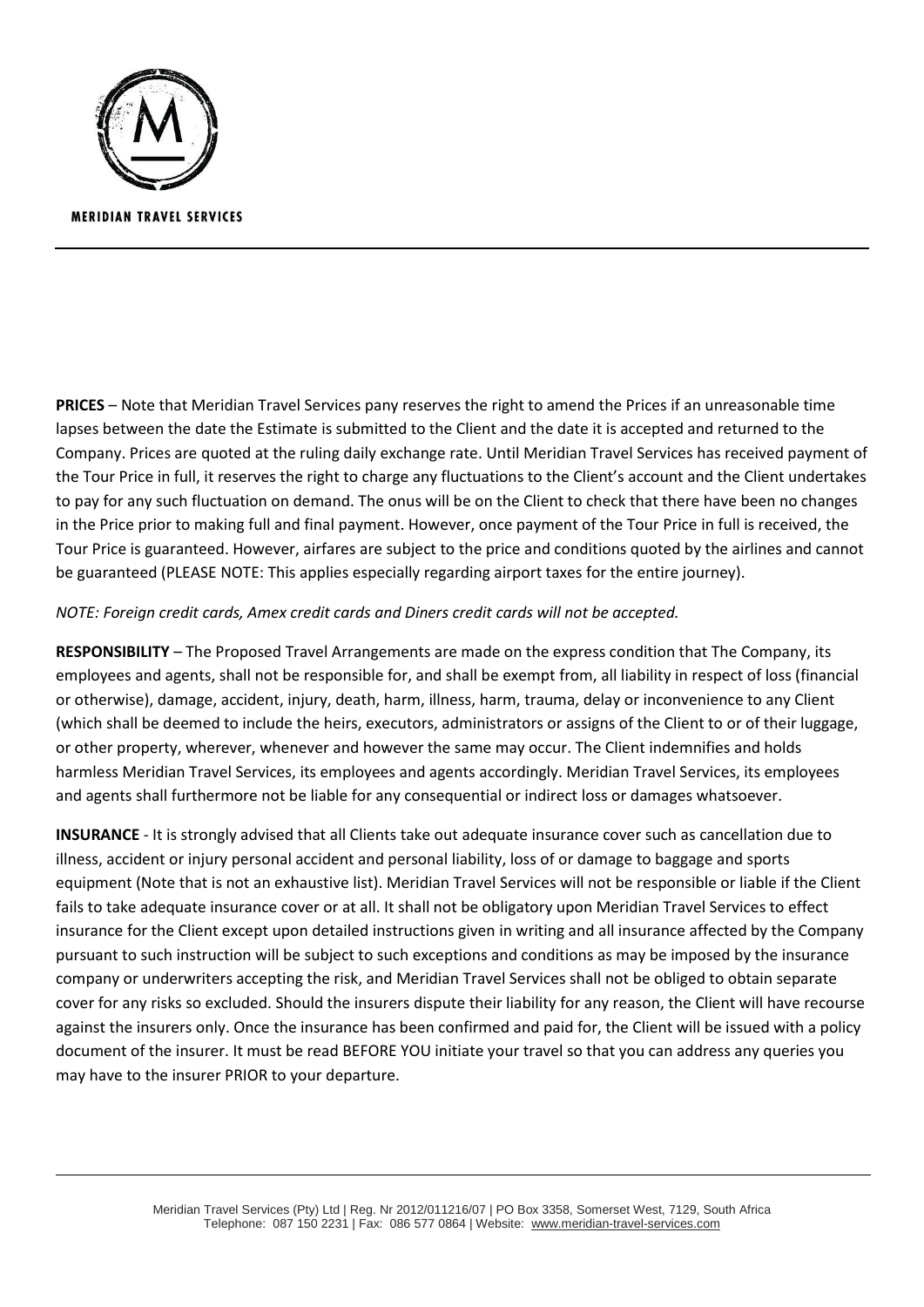**PRICES** – Note that Meridian Travel Services pany reserves the right to amend the Prices if an unreasonable time lapses between the date the Estimate is submitted to the Client and the date it is accepted and returned to the Company. Prices are quoted at the ruling daily exchange rate. Until Meridian Travel Services has received payment of the Tour Price in full, it reserves the right to charge any fluctuations to the Client's account and the Client undertakes to pay for any such fluctuation on demand. The onus will be on the Client to check that there have been no changes in the Price prior to making full and final payment. However, once payment of the Tour Price in full is received, the Tour Price is guaranteed. However, airfares are subject to the price and conditions quoted by the airlines and cannot be guaranteed (PLEASE NOTE: This applies especially regarding airport taxes for the entire journey).

*NOTE: Foreign credit cards, Amex credit cards and Diners credit cards will not be accepted.*

**RESPONSIBILITY** – The Proposed Travel Arrangements are made on the express condition that The Company, its employees and agents, shall not be responsible for, and shall be exempt from, all liability in respect of loss (financial or otherwise), damage, accident, injury, death, harm, illness, harm, trauma, delay or inconvenience to any Client (which shall be deemed to include the heirs, executors, administrators or assigns of the Client to or of their luggage, or other property, wherever, whenever and however the same may occur. The Client indemnifies and holds harmless Meridian Travel Services, its employees and agents accordingly. Meridian Travel Services, its employees and agents shall furthermore not be liable for any consequential or indirect loss or damages whatsoever.

**INSURANCE** - It is strongly advised that all Clients take out adequate insurance cover such as cancellation due to illness, accident or injury personal accident and personal liability, loss of or damage to baggage and sports equipment (Note that is not an exhaustive list). Meridian Travel Services will not be responsible or liable if the Client fails to take adequate insurance cover or at all. It shall not be obligatory upon Meridian Travel Services to effect insurance for the Client except upon detailed instructions given in writing and all insurance affected by the Company pursuant to such instruction will be subject to such exceptions and conditions as may be imposed by the insurance company or underwriters accepting the risk, and Meridian Travel Services shall not be obliged to obtain separate cover for any risks so excluded. Should the insurers dispute their liability for any reason, the Client will have recourse against the insurers only. Once the insurance has been confirmed and paid for, the Client will be issued with a policy document of the insurer. It must be read BEFORE YOU initiate your travel so that you can address any queries you may have to the insurer PRIOR to your departure.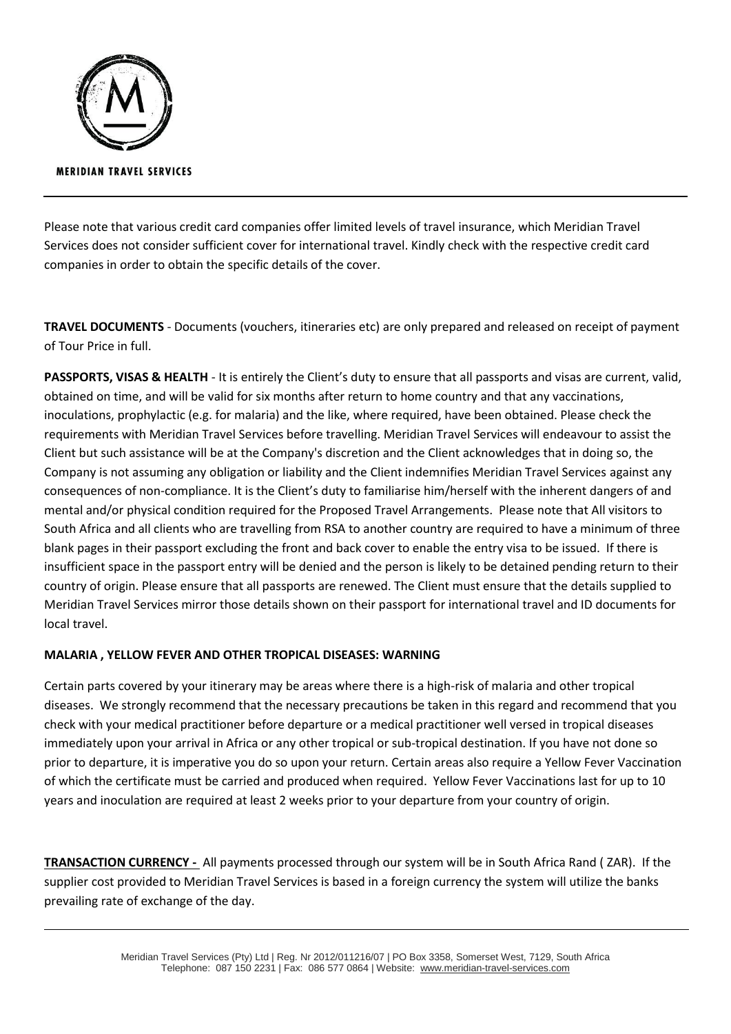Please note that various credit card companies offer limited levels of travel insurance, which Meridian Travel Services does not consider sufficient cover for international travel. Kindly check with the respective credit card companies in order to obtain the specific details of the cover.

**TRAVEL DOCUMENTS** - Documents (vouchers, itineraries etc) are only prepared and released on receipt of payment of Tour Price in full.

**PASSPORTS, VISAS & HEALTH** - It is entirely the Client's duty to ensure that all passports and visas are current, valid, obtained on time, and will be valid for six months after return to home country and that any vaccinations, inoculations, prophylactic (e.g. for malaria) and the like, where required, have been obtained. Please check the requirements with Meridian Travel Services before travelling. Meridian Travel Services will endeavour to assist the Client but such assistance will be at the Company's discretion and the Client acknowledges that in doing so, the Company is not assuming any obligation or liability and the Client indemnifies Meridian Travel Services against any consequences of non-compliance. It is the Client's duty to familiarise him/herself with the inherent dangers of and mental and/or physical condition required for the Proposed Travel Arrangements. Please note that All visitors to South Africa and all clients who are travelling from RSA to another country are required to have a minimum of three blank pages in their passport excluding the front and back cover to enable the entry visa to be issued. If there is insufficient space in the passport entry will be denied and the person is likely to be detained pending return to their country of origin. Please ensure that all passports are renewed. The Client must ensure that the details supplied to Meridian Travel Services mirror those details shown on their passport for international travel and ID documents for local travel.

**MALARIA , YELLOW FEVER AND OTHER TROPICAL DISEASES: WARNING**

Certain parts covered by your itinerary may be areas where there is a high-risk of malaria and other tropical diseases. We strongly recommend that the necessary precautions be taken in this regard and recommend that you check with your medical practitioner before departure or a medical practitioner well versed in tropical diseases immediately upon your arrival in Africa or any other tropical or sub-tropical destination. If you have not done so prior to departure, it is imperative you do so upon your return. Certain areas also require a Yellow Fever Vaccination of which the certificate must be carried and produced when required. Yellow Fever Vaccinations last for up to 10 years and inoculation are required at least 2 weeks prior to your departure from your country of origin.

**TRANSACTION CURRENCY -** All payments processed through our system will be in South Africa Rand ( ZAR). If the supplier cost provided to Meridian Travel Services is based in a foreign currency the system will utilize the banks prevailing rate of exchange of the day.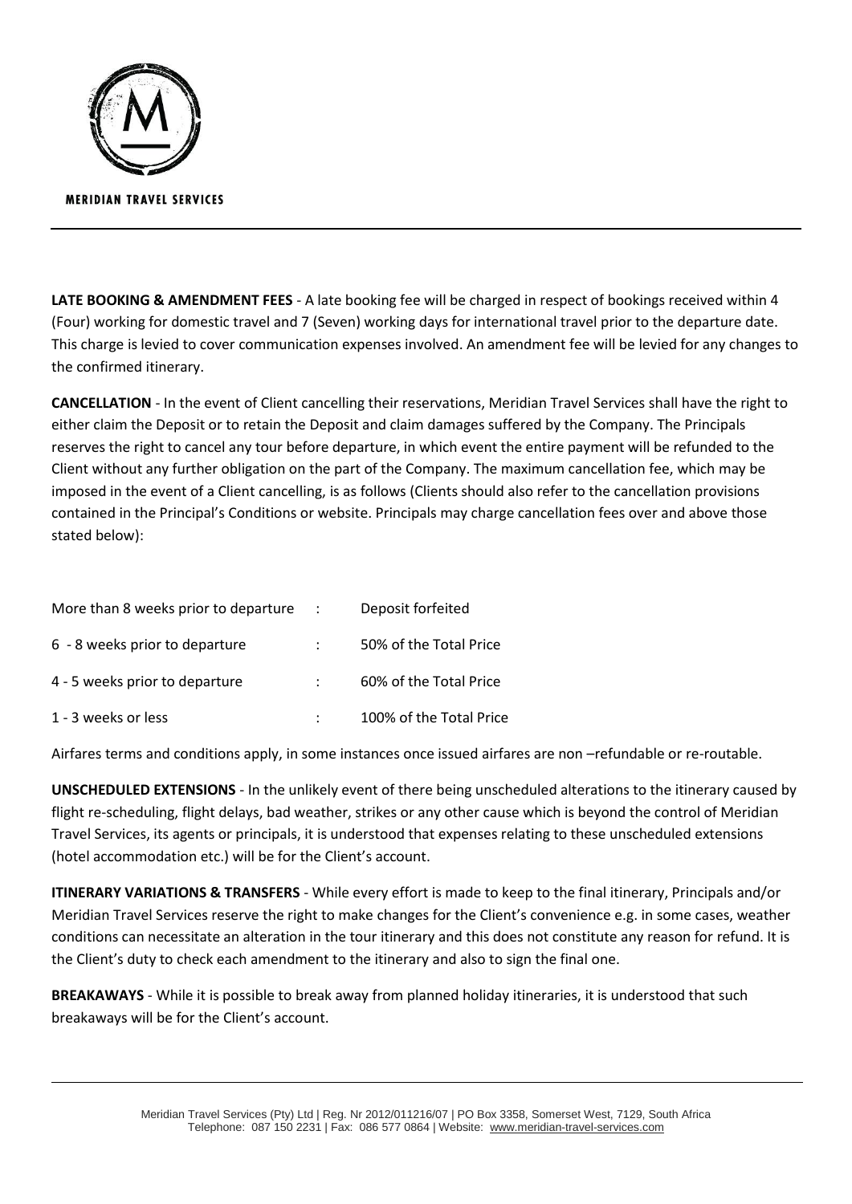**LATE BOOKING & AMENDMENT FEES** - A late booking fee will be charged in respect of bookings received within 4 (Four) working for domestic travel and 7 (Seven) working days for international travel prior to the departure date. This charge is levied to cover communication expenses involved. An amendment fee will be levied for any changes to the confirmed itinerary.

**CANCELLATION** - In the event of Client cancelling their reservations, Meridian Travel Services shall have the right to either claim the Deposit or to retain the Deposit and claim damages suffered by the Company. The Principals reserves the right to cancel any tour before departure, in which event the entire payment will be refunded to the Client without any further obligation on the part of the Company. The maximum cancellation fee, which may be imposed in the event of a Client cancelling, is as follows (Clients should also refer to the cancellation provisions contained in the Principal's Conditions or website. Principals may charge cancellation fees over and above those stated below):

| | | |
|---|---|---|
| More than 8 weeks prior to departure | : | Deposit forfeited |
| 6 - 8 weeks prior to departure | : | 50% of the Total Price |
| 4 - 5 weeks prior to departure | : | 60% of the Total Price |
| 1 - 3 weeks or less | : | 100% of the Total Price |

Airfares terms and conditions apply, in some instances once issued airfares are non –refundable or re-routable.

**UNSCHEDULED EXTENSIONS** - In the unlikely event of there being unscheduled alterations to the itinerary caused by flight re-scheduling, flight delays, bad weather, strikes or any other cause which is beyond the control of Meridian Travel Services, its agents or principals, it is understood that expenses relating to these unscheduled extensions (hotel accommodation etc.) will be for the Client's account.

**ITINERARY VARIATIONS & TRANSFERS** - While every effort is made to keep to the final itinerary, Principals and/or Meridian Travel Services reserve the right to make changes for the Client's convenience e.g. in some cases, weather conditions can necessitate an alteration in the tour itinerary and this does not constitute any reason for refund. It is the Client's duty to check each amendment to the itinerary and also to sign the final one.

**BREAKAWAYS** - While it is possible to break away from planned holiday itineraries, it is understood that such breakaways will be for the Client's account.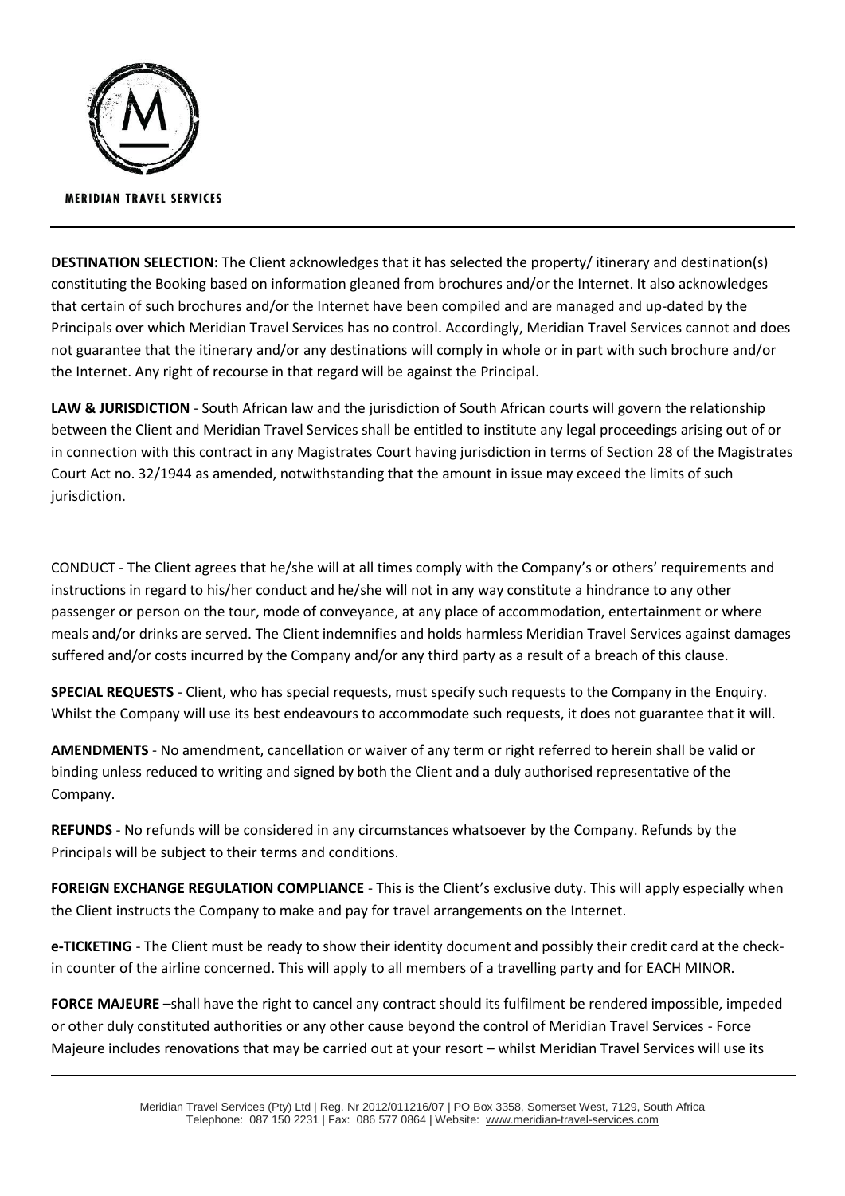**DESTINATION SELECTION:** The Client acknowledges that it has selected the property/ itinerary and destination(s) constituting the Booking based on information gleaned from brochures and/or the Internet. It also acknowledges that certain of such brochures and/or the Internet have been compiled and are managed and up-dated by the Principals over which Meridian Travel Services has no control. Accordingly, Meridian Travel Services cannot and does not guarantee that the itinerary and/or any destinations will comply in whole or in part with such brochure and/or the Internet. Any right of recourse in that regard will be against the Principal.

**LAW & JURISDICTION** - South African law and the jurisdiction of South African courts will govern the relationship between the Client and Meridian Travel Services shall be entitled to institute any legal proceedings arising out of or in connection with this contract in any Magistrates Court having jurisdiction in terms of Section 28 of the Magistrates Court Act no. 32/1944 as amended, notwithstanding that the amount in issue may exceed the limits of such jurisdiction.

CONDUCT - The Client agrees that he/she will at all times comply with the Company's or others' requirements and instructions in regard to his/her conduct and he/she will not in any way constitute a hindrance to any other passenger or person on the tour, mode of conveyance, at any place of accommodation, entertainment or where meals and/or drinks are served. The Client indemnifies and holds harmless Meridian Travel Services against damages suffered and/or costs incurred by the Company and/or any third party as a result of a breach of this clause.

**SPECIAL REQUESTS** - Client, who has special requests, must specify such requests to the Company in the Enquiry. Whilst the Company will use its best endeavours to accommodate such requests, it does not guarantee that it will.

**AMENDMENTS** - No amendment, cancellation or waiver of any term or right referred to herein shall be valid or binding unless reduced to writing and signed by both the Client and a duly authorised representative of the Company.

**REFUNDS** - No refunds will be considered in any circumstances whatsoever by the Company. Refunds by the Principals will be subject to their terms and conditions.

**FOREIGN EXCHANGE REGULATION COMPLIANCE** - This is the Client's exclusive duty. This will apply especially when the Client instructs the Company to make and pay for travel arrangements on the Internet.

**e-TICKETING** - The Client must be ready to show their identity document and possibly their credit card at the check-in counter of the airline concerned. This will apply to all members of a travelling party and for EACH MINOR.

**FORCE MAJEURE** –shall have the right to cancel any contract should its fulfilment be rendered impossible, impeded or other duly constituted authorities or any other cause beyond the control of Meridian Travel Services - Force Majeure includes renovations that may be carried out at your resort – whilst Meridian Travel Services will use its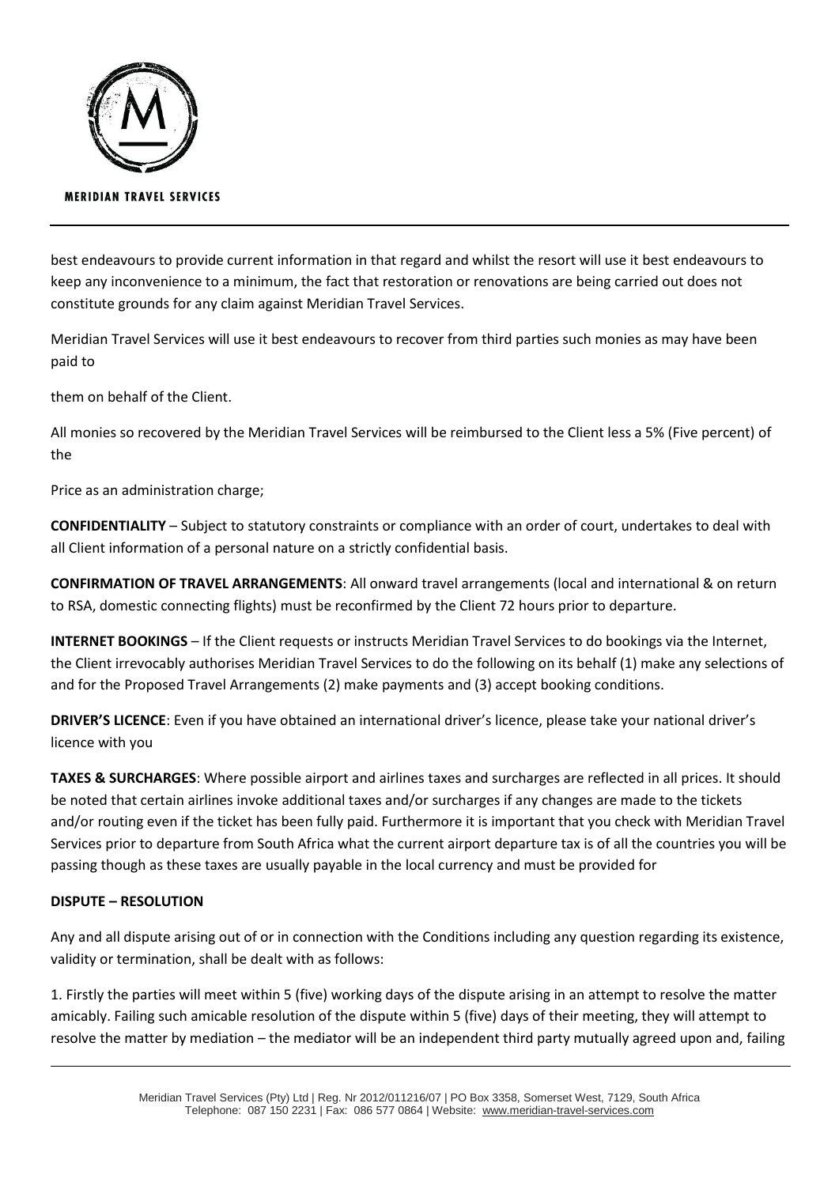best endeavours to provide current information in that regard and whilst the resort will use it best endeavours to keep any inconvenience to a minimum, the fact that restoration or renovations are being carried out does not constitute grounds for any claim against Meridian Travel Services.

Meridian Travel Services will use it best endeavours to recover from third parties such monies as may have been paid to

them on behalf of the Client.

All monies so recovered by the Meridian Travel Services will be reimbursed to the Client less a 5% (Five percent) of the

Price as an administration charge;

**CONFIDENTIALITY** – Subject to statutory constraints or compliance with an order of court, undertakes to deal with all Client information of a personal nature on a strictly confidential basis.

**CONFIRMATION OF TRAVEL ARRANGEMENTS**: All onward travel arrangements (local and international & on return to RSA, domestic connecting flights) must be reconfirmed by the Client 72 hours prior to departure.

**INTERNET BOOKINGS** – If the Client requests or instructs Meridian Travel Services to do bookings via the Internet, the Client irrevocably authorises Meridian Travel Services to do the following on its behalf (1) make any selections of and for the Proposed Travel Arrangements (2) make payments and (3) accept booking conditions.

**DRIVER'S LICENCE**: Even if you have obtained an international driver's licence, please take your national driver's licence with you

**TAXES & SURCHARGES**: Where possible airport and airlines taxes and surcharges are reflected in all prices. It should be noted that certain airlines invoke additional taxes and/or surcharges if any changes are made to the tickets and/or routing even if the ticket has been fully paid. Furthermore it is important that you check with Meridian Travel Services prior to departure from South Africa what the current airport departure tax is of all the countries you will be passing though as these taxes are usually payable in the local currency and must be provided for

**DISPUTE – RESOLUTION**

Any and all dispute arising out of or in connection with the Conditions including any question regarding its existence, validity or termination, shall be dealt with as follows:

1. Firstly the parties will meet within 5 (five) working days of the dispute arising in an attempt to resolve the matter amicably. Failing such amicable resolution of the dispute within 5 (five) days of their meeting, they will attempt to resolve the matter by mediation – the mediator will be an independent third party mutually agreed upon and, failing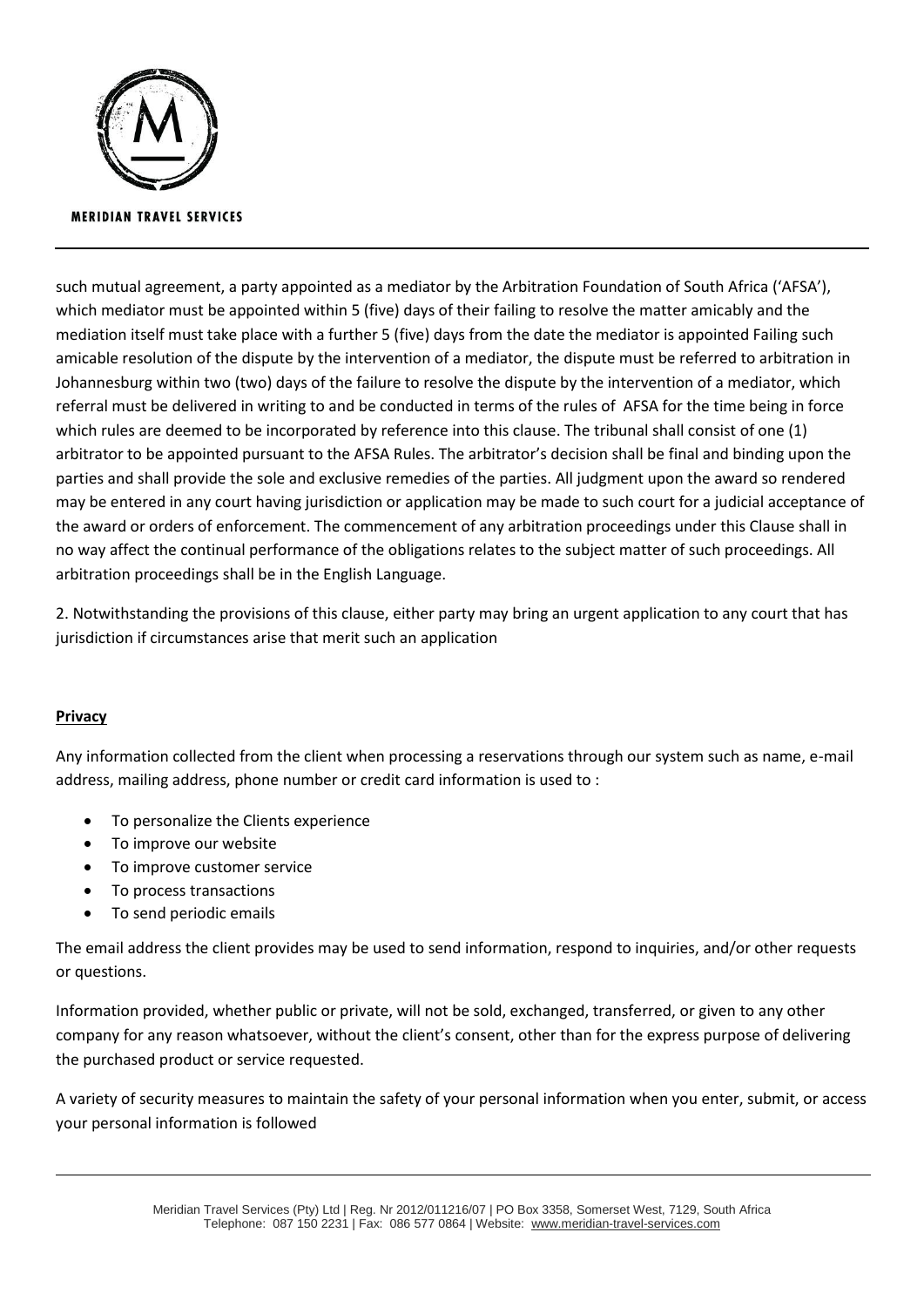such mutual agreement, a party appointed as a mediator by the Arbitration Foundation of South Africa ('AFSA'), which mediator must be appointed within 5 (five) days of their failing to resolve the matter amicably and the mediation itself must take place with a further 5 (five) days from the date the mediator is appointed Failing such amicable resolution of the dispute by the intervention of a mediator, the dispute must be referred to arbitration in Johannesburg within two (two) days of the failure to resolve the dispute by the intervention of a mediator, which referral must be delivered in writing to and be conducted in terms of the rules of AFSA for the time being in force which rules are deemed to be incorporated by reference into this clause. The tribunal shall consist of one (1) arbitrator to be appointed pursuant to the AFSA Rules. The arbitrator's decision shall be final and binding upon the parties and shall provide the sole and exclusive remedies of the parties. All judgment upon the award so rendered may be entered in any court having jurisdiction or application may be made to such court for a judicial acceptance of the award or orders of enforcement. The commencement of any arbitration proceedings under this Clause shall in no way affect the continual performance of the obligations relates to the subject matter of such proceedings. All arbitration proceedings shall be in the English Language.

2. Notwithstanding the provisions of this clause, either party may bring an urgent application to any court that has jurisdiction if circumstances arise that merit such an application

## **Privacy**

Any information collected from the client when processing a reservations through our system such as name, e-mail address, mailing address, phone number or credit card information is used to :

- To personalize the Clients experience
- To improve our website
- To improve customer service
- To process transactions
- To send periodic emails

The email address the client provides may be used to send information, respond to inquiries, and/or other requests or questions.

Information provided, whether public or private, will not be sold, exchanged, transferred, or given to any other company for any reason whatsoever, without the client's consent, other than for the express purpose of delivering the purchased product or service requested.

A variety of security measures to maintain the safety of your personal information when you enter, submit, or access your personal information is followed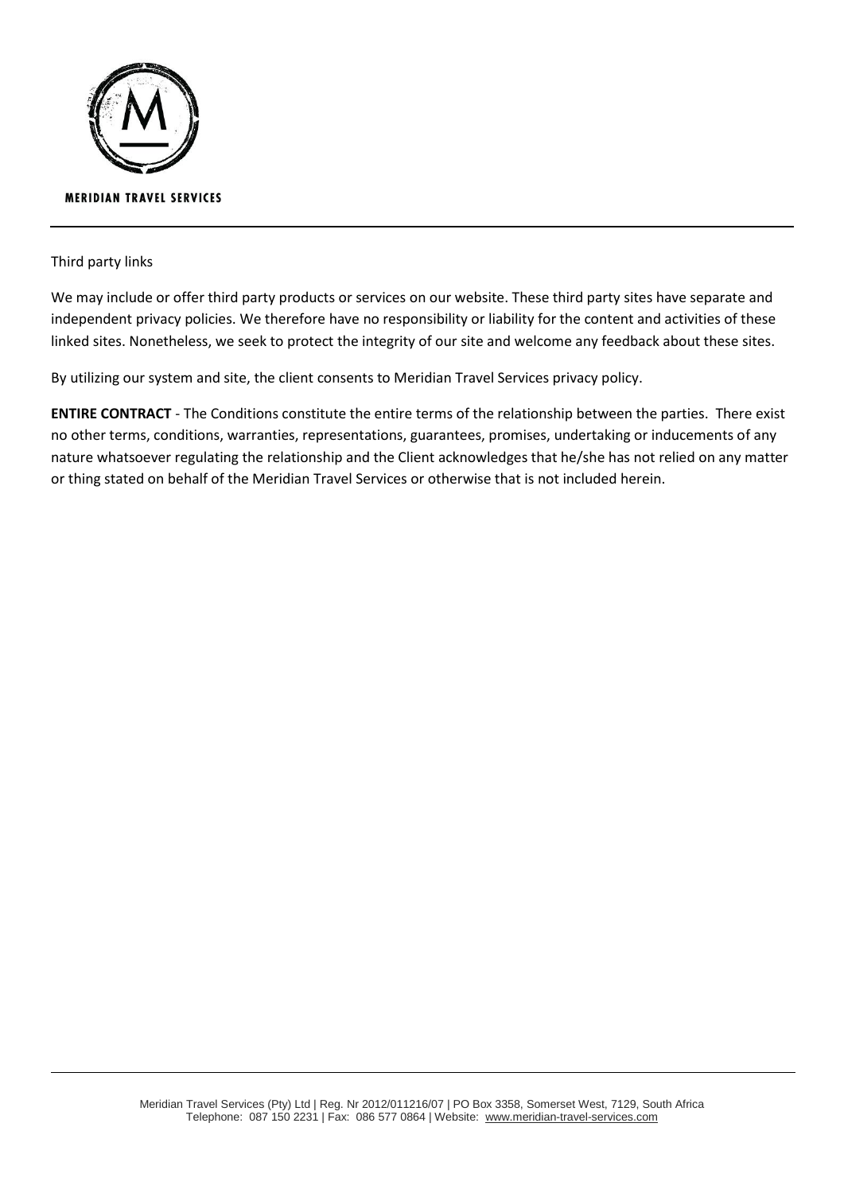Third party links

We may include or offer third party products or services on our website. These third party sites have separate and independent privacy policies. We therefore have no responsibility or liability for the content and activities of these linked sites. Nonetheless, we seek to protect the integrity of our site and welcome any feedback about these sites.

By utilizing our system and site, the client consents to Meridian Travel Services privacy policy.

**ENTIRE CONTRACT** - The Conditions constitute the entire terms of the relationship between the parties. There exist no other terms, conditions, warranties, representations, guarantees, promises, undertaking or inducements of any nature whatsoever regulating the relationship and the Client acknowledges that he/she has not relied on any matter or thing stated on behalf of the Meridian Travel Services or otherwise that is not included herein.